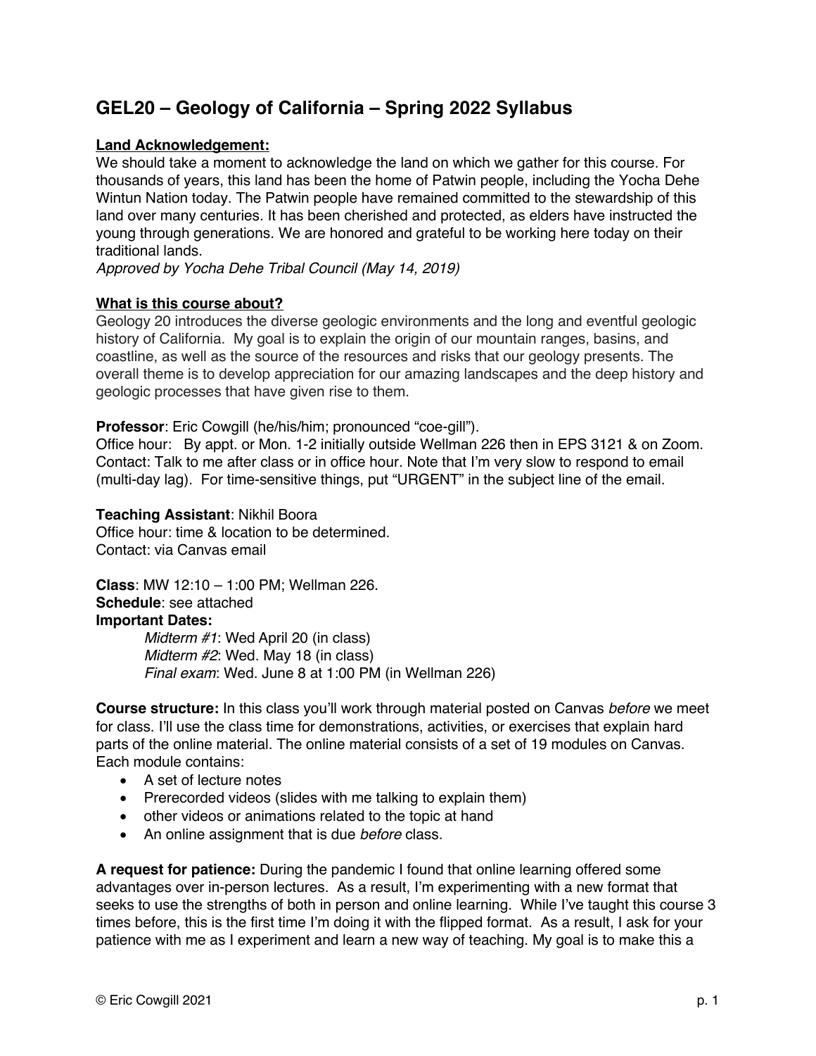# GEL20 – Geology of California – Spring 2022 Syllabus

**Land Acknowledgement:**

We should take a moment to acknowledge the land on which we gather for this course. For thousands of years, this land has been the home of Patwin people, including the Yocha Dehe Wintun Nation today. The Patwin people have remained committed to the stewardship of this land over many centuries. It has been cherished and protected, as elders have instructed the young through generations. We are honored and grateful to be working here today on their traditional lands.

*Approved by Yocha Dehe Tribal Council (May 14, 2019)*

**What is this course about?**

Geology 20 introduces the diverse geologic environments and the long and eventful geologic history of California. My goal is to explain the origin of our mountain ranges, basins, and coastline, as well as the source of the resources and risks that our geology presents. The overall theme is to develop appreciation for our amazing landscapes and the deep history and geologic processes that have given rise to them.

**Professor**: Eric Cowgill (he/his/him; pronounced "coe-gill").
Office hour: By appt. or Mon. 1-2 initially outside Wellman 226 then in EPS 3121 & on Zoom.
Contact: Talk to me after class or in office hour. Note that I'm very slow to respond to email (multi-day lag). For time-sensitive things, put "URGENT" in the subject line of the email.

**Teaching Assistant**: Nikhil Boora
Office hour: time & location to be determined.
Contact: via Canvas email

**Class**: MW 12:10 – 1:00 PM; Wellman 226.
**Schedule**: see attached
**Important Dates:**

*Midterm #1*: Wed April 20 (in class)
*Midterm #2*: Wed. May 18 (in class)
*Final exam*: Wed. June 8 at 1:00 PM (in Wellman 226)

**Course structure:** In this class you'll work through material posted on Canvas *before* we meet for class. I'll use the class time for demonstrations, activities, or exercises that explain hard parts of the online material. The online material consists of a set of 19 modules on Canvas. Each module contains:

- A set of lecture notes
- Prerecorded videos (slides with me talking to explain them)
- other videos or animations related to the topic at hand
- An online assignment that is due *before* class.

**A request for patience:** During the pandemic I found that online learning offered some advantages over in-person lectures. As a result, I'm experimenting with a new format that seeks to use the strengths of both in person and online learning. While I've taught this course 3 times before, this is the first time I'm doing it with the flipped format. As a result, I ask for your patience with me as I experiment and learn a new way of teaching. My goal is to make this a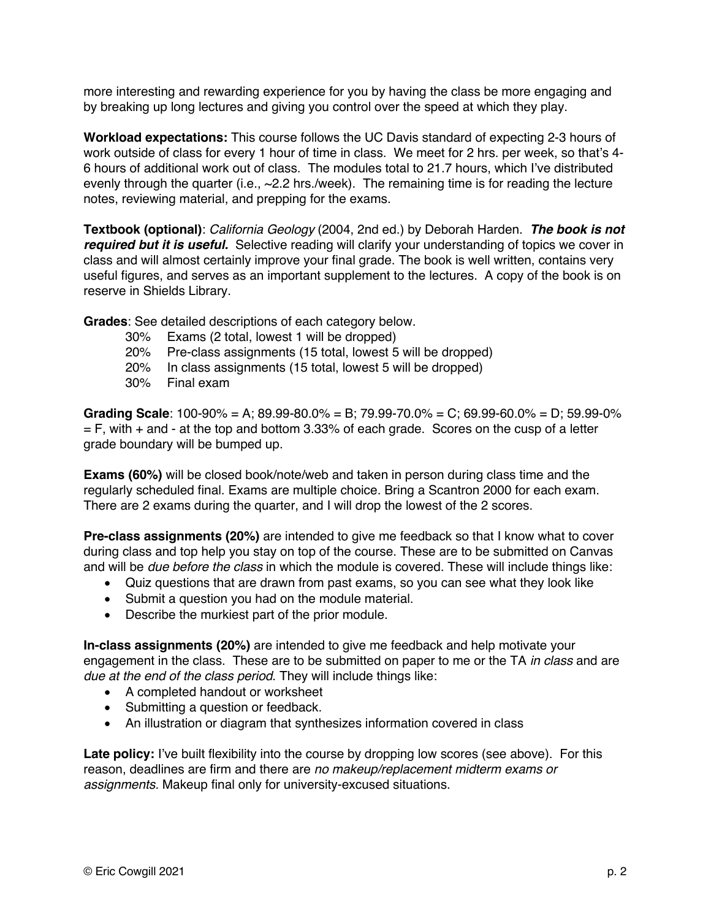more interesting and rewarding experience for you by having the class be more engaging and by breaking up long lectures and giving you control over the speed at which they play.

**Workload expectations:** This course follows the UC Davis standard of expecting 2-3 hours of work outside of class for every 1 hour of time in class. We meet for 2 hrs. per week, so that's 4-6 hours of additional work out of class. The modules total to 21.7 hours, which I've distributed evenly through the quarter (i.e., ~2.2 hrs./week). The remaining time is for reading the lecture notes, reviewing material, and prepping for the exams.

**Textbook (optional)**: *California Geology* (2004, 2nd ed.) by Deborah Harden. ***The book is not required but it is useful.*** Selective reading will clarify your understanding of topics we cover in class and will almost certainly improve your final grade. The book is well written, contains very useful figures, and serves as an important supplement to the lectures. A copy of the book is on reserve in Shields Library.

**Grades**: See detailed descriptions of each category below.

- 30% Exams (2 total, lowest 1 will be dropped)
- 20% Pre-class assignments (15 total, lowest 5 will be dropped)
- 20% In class assignments (15 total, lowest 5 will be dropped)
- 30% Final exam

**Grading Scale**: 100-90% = A; 89.99-80.0% = B; 79.99-70.0% = C; 69.99-60.0% = D; 59.99-0% = F, with + and - at the top and bottom 3.33% of each grade. Scores on the cusp of a letter grade boundary will be bumped up.

**Exams (60%)** will be closed book/note/web and taken in person during class time and the regularly scheduled final. Exams are multiple choice. Bring a Scantron 2000 for each exam. There are 2 exams during the quarter, and I will drop the lowest of the 2 scores.

**Pre-class assignments (20%)** are intended to give me feedback so that I know what to cover during class and top help you stay on top of the course. These are to be submitted on Canvas and will be *due before the class* in which the module is covered. These will include things like:

- Quiz questions that are drawn from past exams, so you can see what they look like
- Submit a question you had on the module material.
- Describe the murkiest part of the prior module.

**In-class assignments (20%)** are intended to give me feedback and help motivate your engagement in the class. These are to be submitted on paper to me or the TA *in class* and are *due at the end of the class period*. They will include things like:

- A completed handout or worksheet
- Submitting a question or feedback.
- An illustration or diagram that synthesizes information covered in class

**Late policy:** I've built flexibility into the course by dropping low scores (see above). For this reason, deadlines are firm and there are *no makeup/replacement midterm exams or assignments.* Makeup final only for university-excused situations.

© Eric Cowgill 2021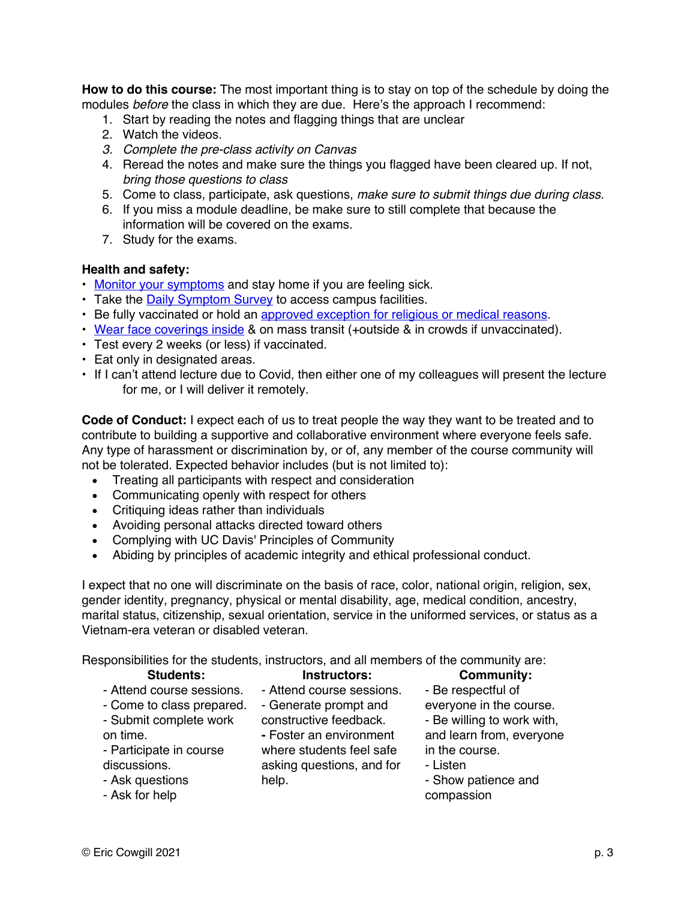**How to do this course:** The most important thing is to stay on top of the schedule by doing the modules *before* the class in which they are due. Here's the approach I recommend:

1. Start by reading the notes and flagging things that are unclear
2. Watch the videos.
3. *Complete the pre-class activity on Canvas*
4. Reread the notes and make sure the things you flagged have been cleared up. If not, *bring those questions to class*
5. Come to class, participate, ask questions, *make sure to submit things due during class*.
6. If you miss a module deadline, be make sure to still complete that because the information will be covered on the exams.
7. Study for the exams.

**Health and safety:**

- Monitor your symptoms and stay home if you are feeling sick.
- Take the Daily Symptom Survey to access campus facilities.
- Be fully vaccinated or hold an approved exception for religious or medical reasons.
- Wear face coverings inside & on mass transit (+outside & in crowds if unvaccinated).
- Test every 2 weeks (or less) if vaccinated.
- Eat only in designated areas.
- If I can't attend lecture due to Covid, then either one of my colleagues will present the lecture for me, or I will deliver it remotely.

**Code of Conduct:** I expect each of us to treat people the way they want to be treated and to contribute to building a supportive and collaborative environment where everyone feels safe. Any type of harassment or discrimination by, or of, any member of the course community will not be tolerated. Expected behavior includes (but is not limited to):

- Treating all participants with respect and consideration
- Communicating openly with respect for others
- Critiquing ideas rather than individuals
- Avoiding personal attacks directed toward others
- Complying with UC Davis' Principles of Community
- Abiding by principles of academic integrity and ethical professional conduct.

I expect that no one will discriminate on the basis of race, color, national origin, religion, sex, gender identity, pregnancy, physical or mental disability, age, medical condition, ancestry, marital status, citizenship, sexual orientation, service in the uniformed services, or status as a Vietnam-era veteran or disabled veteran.

Responsibilities for the students, instructors, and all members of the community are:

| **Students:** | **Instructors:** | **Community:** |
|---|---|---|
| - Attend course sessions.<br>- Come to class prepared.<br>- Submit complete work on time.<br>- Participate in course discussions.<br>- Ask questions<br>- Ask for help | - Attend course sessions.<br>- Generate prompt and constructive feedback.<br>- Foster an environment where students feel safe asking questions, and for help. | - Be respectful of everyone in the course.<br>- Be willing to work with, and learn from, everyone in the course.<br>- Listen<br>- Show patience and compassion |

© Eric Cowgill 2021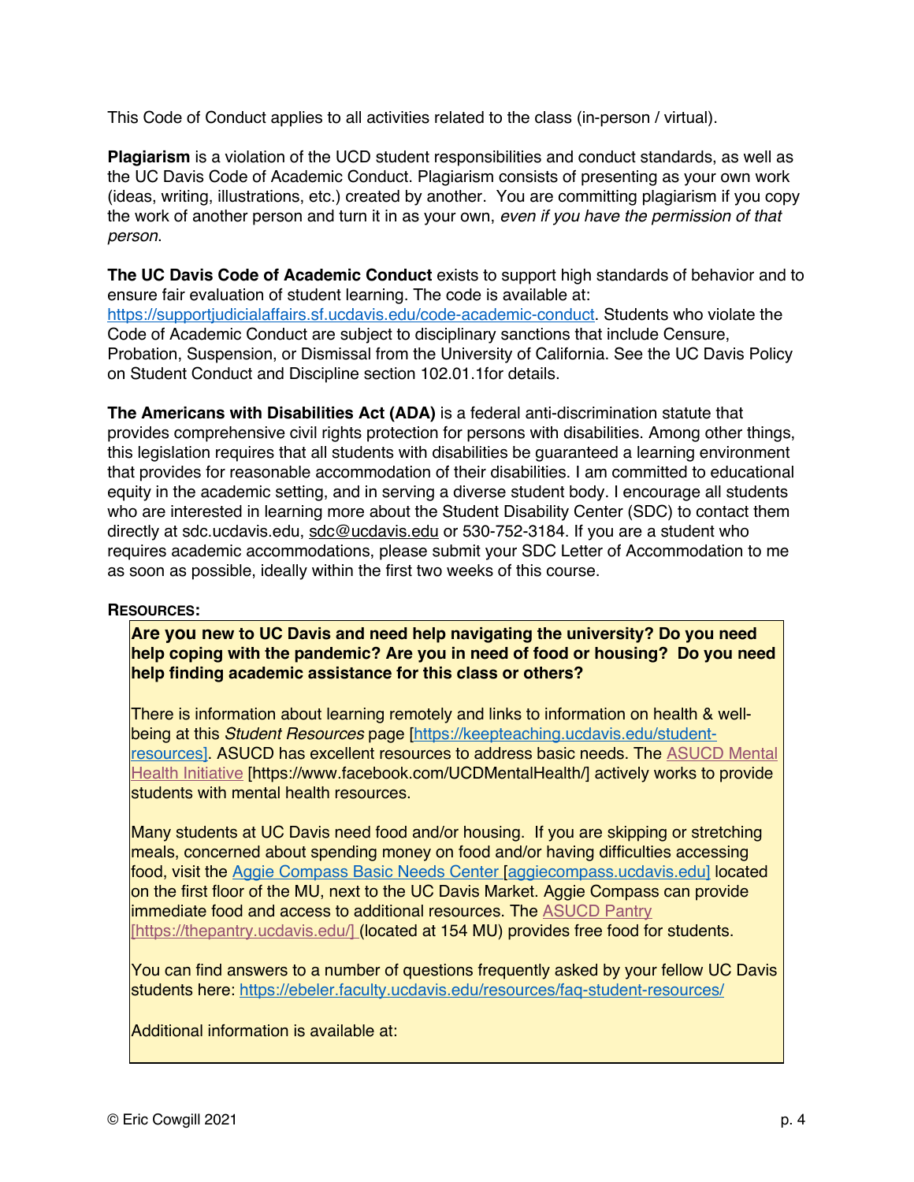This Code of Conduct applies to all activities related to the class (in-person / virtual).

**Plagiarism** is a violation of the UCD student responsibilities and conduct standards, as well as the UC Davis Code of Academic Conduct. Plagiarism consists of presenting as your own work (ideas, writing, illustrations, etc.) created by another. You are committing plagiarism if you copy the work of another person and turn it in as your own, *even if you have the permission of that person*.

**The UC Davis Code of Academic Conduct** exists to support high standards of behavior and to ensure fair evaluation of student learning. The code is available at: https://supportjudicialaffairs.sf.ucdavis.edu/code-academic-conduct. Students who violate the Code of Academic Conduct are subject to disciplinary sanctions that include Censure, Probation, Suspension, or Dismissal from the University of California. See the UC Davis Policy on Student Conduct and Discipline section 102.01.1for details.

**The Americans with Disabilities Act (ADA)** is a federal anti-discrimination statute that provides comprehensive civil rights protection for persons with disabilities. Among other things, this legislation requires that all students with disabilities be guaranteed a learning environment that provides for reasonable accommodation of their disabilities. I am committed to educational equity in the academic setting, and in serving a diverse student body. I encourage all students who are interested in learning more about the Student Disability Center (SDC) to contact them directly at sdc.ucdavis.edu, sdc@ucdavis.edu or 530-752-3184. If you are a student who requires academic accommodations, please submit your SDC Letter of Accommodation to me as soon as possible, ideally within the first two weeks of this course.

**RESOURCES:**

**Are you new to UC Davis and need help navigating the university? Do you need help coping with the pandemic? Are you in need of food or housing? Do you need help finding academic assistance for this class or others?**

There is information about learning remotely and links to information on health & well-being at this *Student Resources* page [https://keepteaching.ucdavis.edu/student-resources]. ASUCD has excellent resources to address basic needs. The ASUCD Mental Health Initiative [https://www.facebook.com/UCDMentalHealth/] actively works to provide students with mental health resources.

Many students at UC Davis need food and/or housing. If you are skipping or stretching meals, concerned about spending money on food and/or having difficulties accessing food, visit the Aggie Compass Basic Needs Center [aggiecompass.ucdavis.edu] located on the first floor of the MU, next to the UC Davis Market. Aggie Compass can provide immediate food and access to additional resources. The ASUCD Pantry [https://thepantry.ucdavis.edu/] (located at 154 MU) provides free food for students.

You can find answers to a number of questions frequently asked by your fellow UC Davis students here: https://ebeler.faculty.ucdavis.edu/resources/faq-student-resources/

Additional information is available at: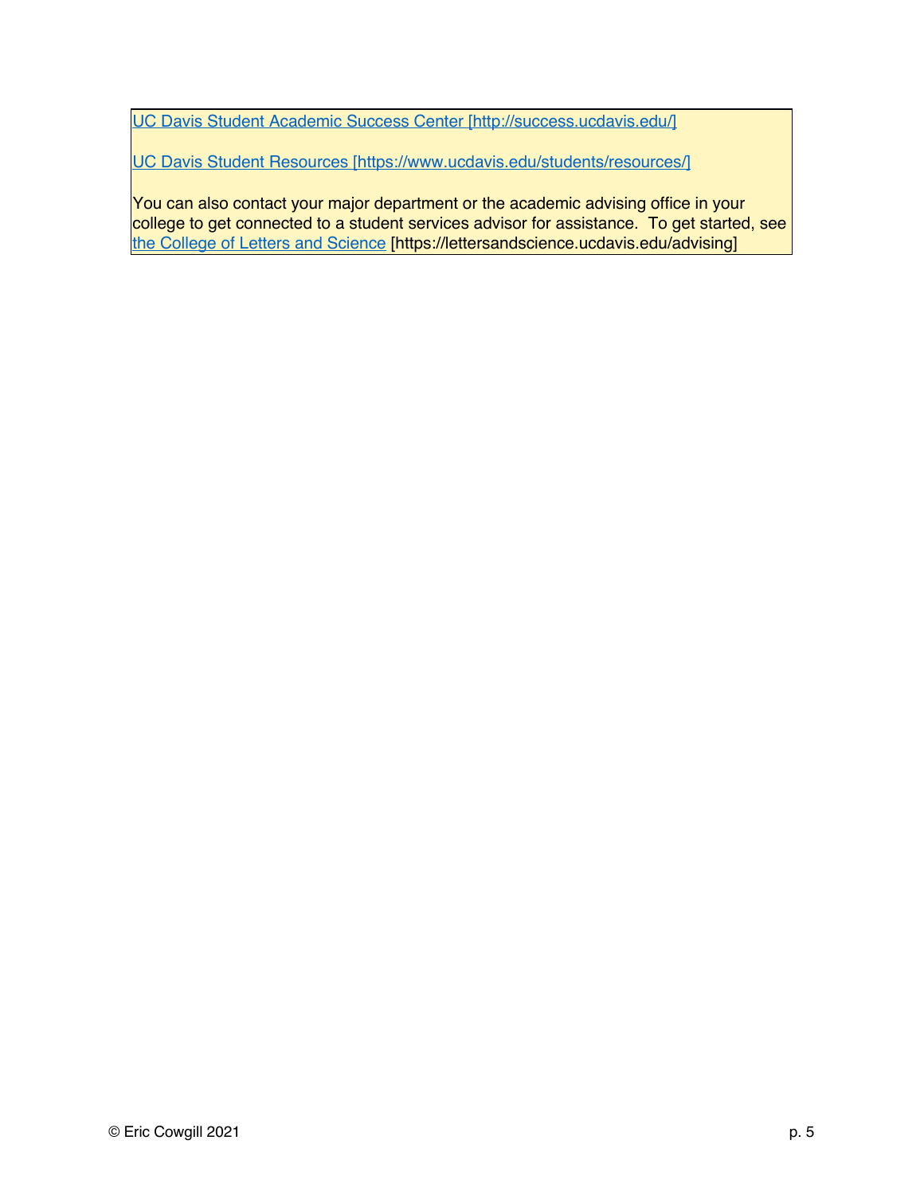[UC Davis Student Academic Success Center [http://success.ucdavis.edu/]](http://success.ucdavis.edu/)

[UC Davis Student Resources [https://www.ucdavis.edu/students/resources/]](https://www.ucdavis.edu/students/resources/)

You can also contact your major department or the academic advising office in your college to get connected to a student services advisor for assistance. To get started, see [the College of Letters and Science](https://lettersandscience.ucdavis.edu/advising) [https://lettersandscience.ucdavis.edu/advising]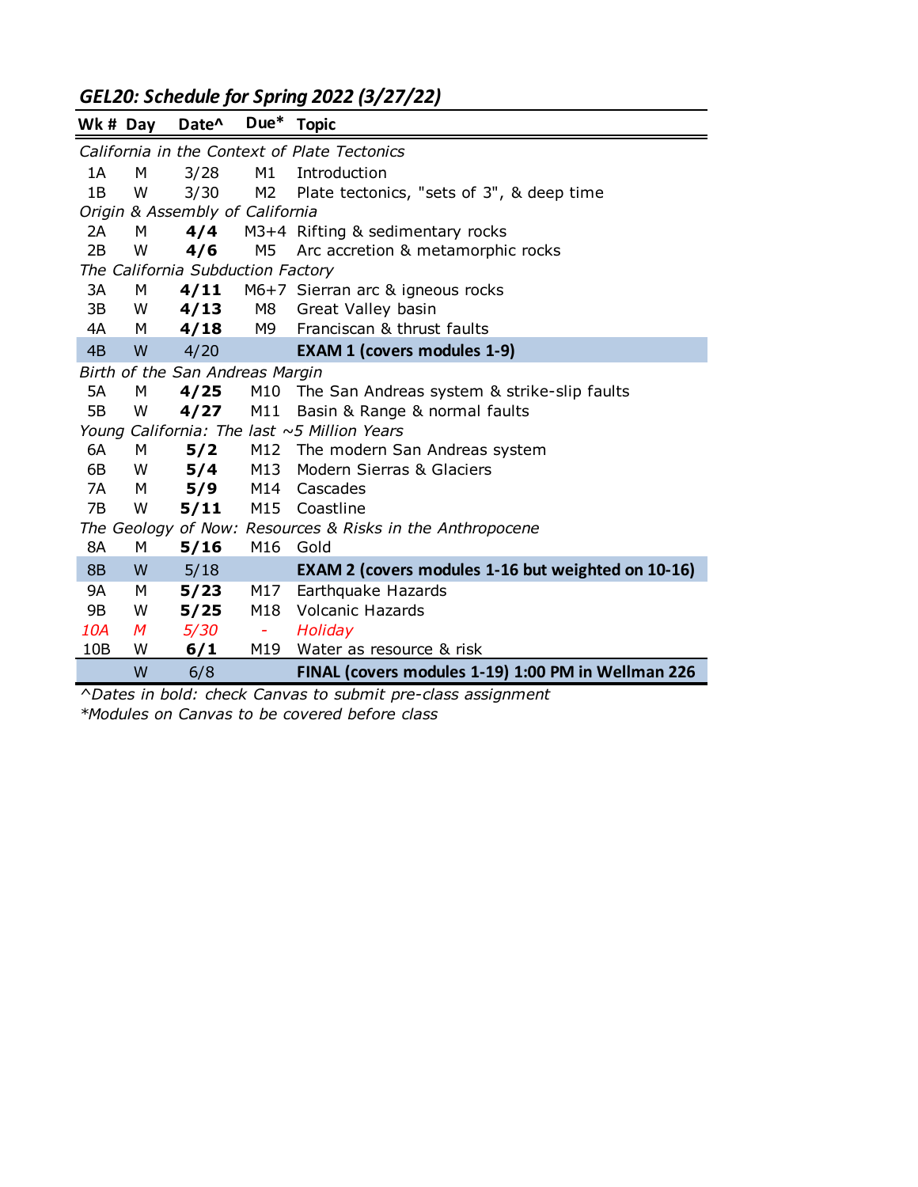## *GEL20: Schedule for Spring 2022 (3/27/22)*

| Wk # | Day | Date^ | Due* | Topic |
|---|---|---|---|---|
| *California in the Context of Plate Tectonics* | | | | |
| 1A | M | 3/28 | M1 | Introduction |
| 1B | W | 3/30 | M2 | Plate tectonics, "sets of 3", & deep time |
| *Origin & Assembly of California* | | | | |
| 2A | M | **4/4** | M3+4 | Rifting & sedimentary rocks |
| 2B | W | **4/6** | M5 | Arc accretion & metamorphic rocks |
| *The California Subduction Factory* | | | | |
| 3A | M | **4/11** | M6+7 | Sierran arc & igneous rocks |
| 3B | W | **4/13** | M8 | Great Valley basin |
| 4A | M | **4/18** | M9 | Franciscan & thrust faults |
| 4B | W | 4/20 | | **EXAM 1 (covers modules 1-9)** |
| *Birth of the San Andreas Margin* | | | | |
| 5A | M | **4/25** | M10 | The San Andreas system & strike-slip faults |
| 5B | W | **4/27** | M11 | Basin & Range & normal faults |
| *Young California: The last ~5 Million Years* | | | | |
| 6A | M | **5/2** | M12 | The modern San Andreas system |
| 6B | W | **5/4** | M13 | Modern Sierras & Glaciers |
| 7A | M | **5/9** | M14 | Cascades |
| 7B | W | **5/11** | M15 | Coastline |
| *The Geology of Now: Resources & Risks in the Anthropocene* | | | | |
| 8A | M | **5/16** | M16 | Gold |
| 8B | W | 5/18 | | **EXAM 2 (covers modules 1-16 but weighted on 10-16)** |
| 9A | M | **5/23** | M17 | Earthquake Hazards |
| 9B | W | **5/25** | M18 | Volcanic Hazards |
| *10A* | *M* | *5/30* | - | *Holiday* |
| 10B | W | **6/1** | M19 | Water as resource & risk |
| | W | 6/8 | | **FINAL (covers modules 1-19) 1:00 PM in Wellman 226** |

*^Dates in bold: check Canvas to submit pre-class assignment*

*\*Modules on Canvas to be covered before class*